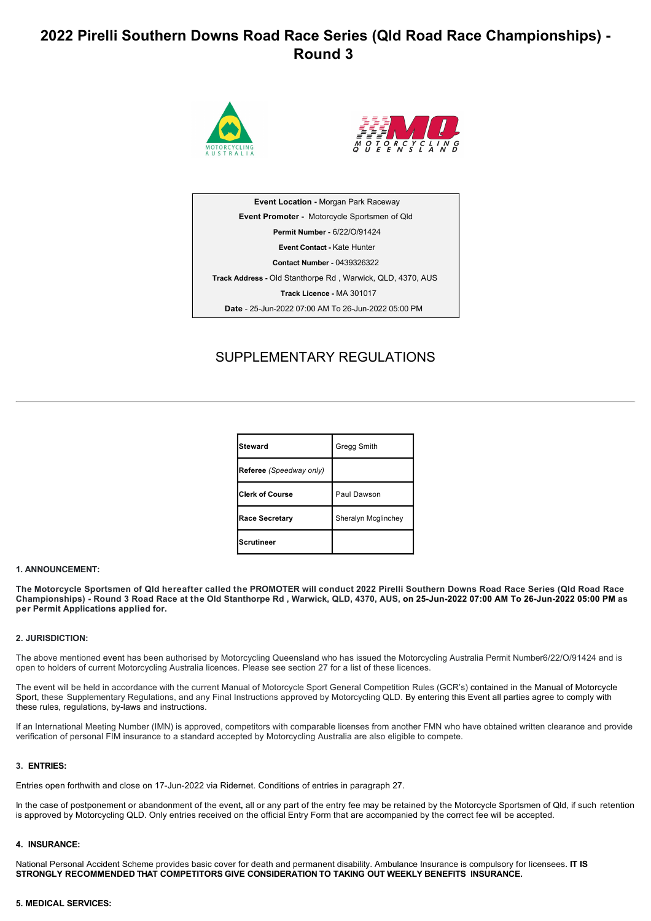# 2022 Pirelli Southern Downs Road Race Series (Qld Road Race Championships) - Round 3

| |
|---|
| **Event Location -** Morgan Park Raceway |
| **Event Promoter -** Motorcycle Sportsmen of Qld |
| **Permit Number -** 6/22/O/91424 |
| **Event Contact -** Kate Hunter |
| **Contact Number -** 0439326322 |
| **Track Address -** Old Stanthorpe Rd , Warwick, QLD, 4370, AUS |
| **Track Licence -** MA 301017 |
| **Date** - 25-Jun-2022 07:00 AM To 26-Jun-2022 05:00 PM |

## SUPPLEMENTARY REGULATIONS

| | |
|---|---|
| **Steward** | Gregg Smith |
| **Referee** *(Speedway only)* | |
| **Clerk of Course** | Paul Dawson |
| **Race Secretary** | Sheralyn Mcglinchey |
| **Scrutineer** | |

### 1. ANNOUNCEMENT:

**The Motorcycle Sportsmen of Qld hereafter called the PROMOTER will conduct 2022 Pirelli Southern Downs Road Race Series (Qld Road Race Championships) - Round 3 Road Race at the Old Stanthorpe Rd , Warwick, QLD, 4370, AUS, on 25-Jun-2022 07:00 AM To 26-Jun-2022 05:00 PM as per Permit Applications applied for.**

### 2. JURISDICTION:

The above mentioned event has been authorised by Motorcycling Queensland who has issued the Motorcycling Australia Permit Number6/22/O/91424 and is open to holders of current Motorcycling Australia licences. Please see section 27 for a list of these licences.

The event will be held in accordance with the current Manual of Motorcycle Sport General Competition Rules (GCR's) contained in the Manual of Motorcycle Sport, these Supplementary Regulations, and any Final Instructions approved by Motorcycling QLD. By entering this Event all parties agree to comply with these rules, regulations, by-laws and instructions.

If an International Meeting Number (IMN) is approved, competitors with comparable licenses from another FMN who have obtained written clearance and provide verification of personal FIM insurance to a standard accepted by Motorcycling Australia are also eligible to compete.

### 3. ENTRIES:

Entries open forthwith and close on 17-Jun-2022 via Ridernet. Conditions of entries in paragraph 27.

In the case of postponement or abandonment of the event, all or any part of the entry fee may be retained by the Motorcycle Sportsmen of Qld, if such retention is approved by Motorcycling QLD. Only entries received on the official Entry Form that are accompanied by the correct fee will be accepted.

### 4. INSURANCE:

National Personal Accident Scheme provides basic cover for death and permanent disability. Ambulance Insurance is compulsory for licensees. **IT IS STRONGLY RECOMMENDED THAT COMPETITORS GIVE CONSIDERATION TO TAKING OUT WEEKLY BENEFITS INSURANCE.**

### 5. MEDICAL SERVICES: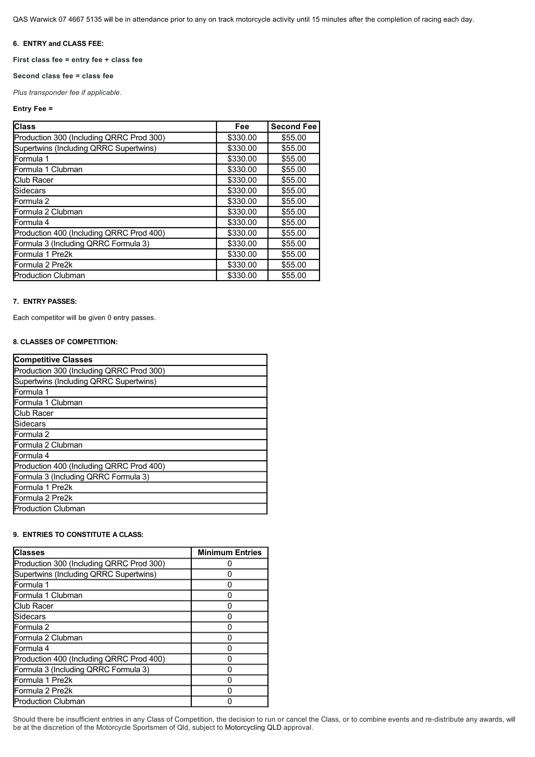QAS Warwick 07 4667 5135 will be in attendance prior to any on track motorcycle activity until 15 minutes after the completion of racing each day.

### 6. ENTRY and CLASS FEE:

**First class fee = entry fee + class fee**

**Second class fee = class fee**

*Plus transponder fee if applicable.*

**Entry Fee =**

| Class | Fee | Second Fee |
|---|---|---|
| Production 300 (Including QRRC Prod 300) | $330.00 | $55.00 |
| Supertwins (Including QRRC Supertwins) | $330.00 | $55.00 |
| Formula 1 | $330.00 | $55.00 |
| Formula 1 Clubman | $330.00 | $55.00 |
| Club Racer | $330.00 | $55.00 |
| Sidecars | $330.00 | $55.00 |
| Formula 2 | $330.00 | $55.00 |
| Formula 2 Clubman | $330.00 | $55.00 |
| Formula 4 | $330.00 | $55.00 |
| Production 400 (Including QRRC Prod 400) | $330.00 | $55.00 |
| Formula 3 (Including QRRC Formula 3) | $330.00 | $55.00 |
| Formula 1 Pre2k | $330.00 | $55.00 |
| Formula 2 Pre2k | $330.00 | $55.00 |
| Production Clubman | $330.00 | $55.00 |

### 7. ENTRY PASSES:

Each competitor will be given 0 entry passes.

### 8. CLASSES OF COMPETITION:

| Competitive Classes |
|---|
| Production 300 (Including QRRC Prod 300) |
| Supertwins (Including QRRC Supertwins) |
| Formula 1 |
| Formula 1 Clubman |
| Club Racer |
| Sidecars |
| Formula 2 |
| Formula 2 Clubman |
| Formula 4 |
| Production 400 (Including QRRC Prod 400) |
| Formula 3 (Including QRRC Formula 3) |
| Formula 1 Pre2k |
| Formula 2 Pre2k |
| Production Clubman |

### 9. ENTRIES TO CONSTITUTE A CLASS:

| Classes | Minimum Entries |
|---|---|
| Production 300 (Including QRRC Prod 300) | 0 |
| Supertwins (Including QRRC Supertwins) | 0 |
| Formula 1 | 0 |
| Formula 1 Clubman | 0 |
| Club Racer | 0 |
| Sidecars | 0 |
| Formula 2 | 0 |
| Formula 2 Clubman | 0 |
| Formula 4 | 0 |
| Production 400 (Including QRRC Prod 400) | 0 |
| Formula 3 (Including QRRC Formula 3) | 0 |
| Formula 1 Pre2k | 0 |
| Formula 2 Pre2k | 0 |
| Production Clubman | 0 |

Should there be insufficient entries in any Class of Competition, the decision to run or cancel the Class, or to combine events and re-distribute any awards, will be at the discretion of the Motorcycle Sportsmen of Qld, subject to Motorcycling QLD approval.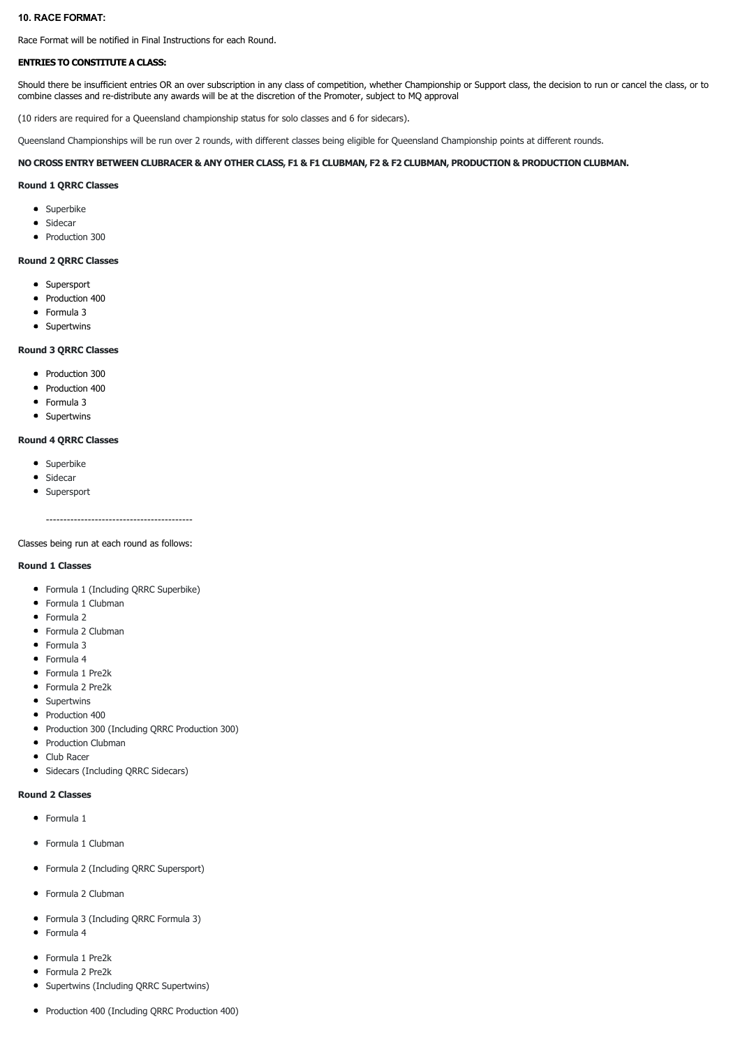**10. RACE FORMAT:**

Race Format will be notified in Final Instructions for each Round.

**ENTRIES TO CONSTITUTE A CLASS:**

Should there be insufficient entries OR an over subscription in any class of competition, whether Championship or Support class, the decision to run or cancel the class, or to combine classes and re-distribute any awards will be at the discretion of the Promoter, subject to MQ approval

(10 riders are required for a Queensland championship status for solo classes and 6 for sidecars).

Queensland Championships will be run over 2 rounds, with different classes being eligible for Queensland Championship points at different rounds.

**NO CROSS ENTRY BETWEEN CLUBRACER & ANY OTHER CLASS, F1 & F1 CLUBMAN, F2 & F2 CLUBMAN, PRODUCTION & PRODUCTION CLUBMAN.**

**Round 1 QRRC Classes**

- Superbike
- Sidecar
- Production 300

**Round 2 QRRC Classes**

- Supersport
- Production 400
- Formula 3
- Supertwins

**Round 3 QRRC Classes**

- Production 300
- Production 400
- Formula 3
- Supertwins

**Round 4 QRRC Classes**

- Superbike
- Sidecar
- Supersport

------------------------------------------

Classes being run at each round as follows:

**Round 1 Classes**

- Formula 1 (Including QRRC Superbike)
- Formula 1 Clubman
- Formula 2
- Formula 2 Clubman
- Formula 3
- Formula 4
- Formula 1 Pre2k
- Formula 2 Pre2k
- Supertwins
- Production 400
- Production 300 (Including QRRC Production 300)
- Production Clubman
- Club Racer
- Sidecars (Including QRRC Sidecars)

**Round 2 Classes**

- Formula 1
- Formula 1 Clubman
- Formula 2 (Including QRRC Supersport)
- Formula 2 Clubman
- Formula 3 (Including QRRC Formula 3)
- Formula 4
- Formula 1 Pre2k
- Formula 2 Pre2k
- Supertwins (Including QRRC Supertwins)
- Production 400 (Including QRRC Production 400)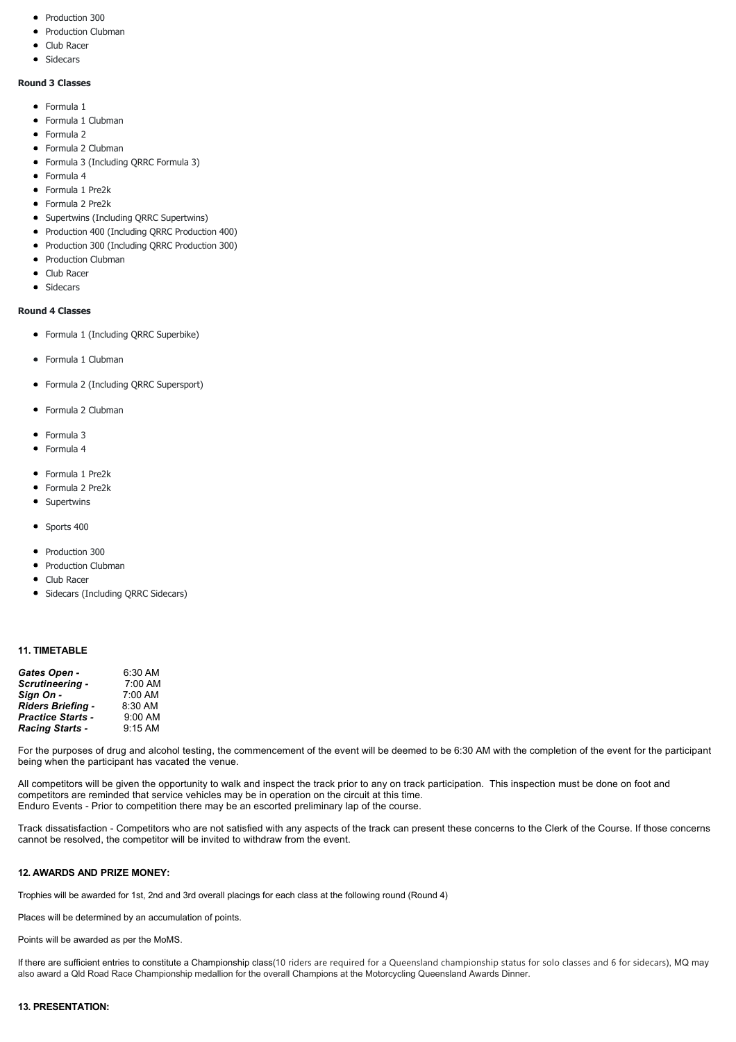- Production 300
- Production Clubman
- Club Racer
- Sidecars

**Round 3 Classes**

- Formula 1
- Formula 1 Clubman
- Formula 2
- Formula 2 Clubman
- Formula 3 (Including QRRC Formula 3)
- Formula 4
- Formula 1 Pre2k
- Formula 2 Pre2k
- Supertwins (Including QRRC Supertwins)
- Production 400 (Including QRRC Production 400)
- Production 300 (Including QRRC Production 300)
- Production Clubman
- Club Racer
- Sidecars

**Round 4 Classes**

- Formula 1 (Including QRRC Superbike)
- Formula 1 Clubman
- Formula 2 (Including QRRC Supersport)
- Formula 2 Clubman
- Formula 3
- Formula 4
- Formula 1 Pre2k
- Formula 2 Pre2k
- Supertwins
- Sports 400
- Production 300
- Production Clubman
- Club Racer
- Sidecars (Including QRRC Sidecars)

**11. TIMETABLE**

| | |
|---|---|
| ***Gates Open -*** | 6:30 AM |
| ***Scrutineering -*** | 7:00 AM |
| ***Sign On -*** | 7:00 AM |
| ***Riders Briefing -*** | 8:30 AM |
| ***Practice Starts -*** | 9:00 AM |
| ***Racing Starts -*** | 9:15 AM |

For the purposes of drug and alcohol testing, the commencement of the event will be deemed to be 6:30 AM with the completion of the event for the participant being when the participant has vacated the venue.

All competitors will be given the opportunity to walk and inspect the track prior to any on track participation. This inspection must be done on foot and competitors are reminded that service vehicles may be in operation on the circuit at this time.
Enduro Events - Prior to competition there may be an escorted preliminary lap of the course.

Track dissatisfaction - Competitors who are not satisfied with any aspects of the track can present these concerns to the Clerk of the Course. If those concerns cannot be resolved, the competitor will be invited to withdraw from the event.

**12. AWARDS AND PRIZE MONEY:**

Trophies will be awarded for 1st, 2nd and 3rd overall placings for each class at the following round (Round 4)

Places will be determined by an accumulation of points.

Points will be awarded as per the MoMS.

If there are sufficient entries to constitute a Championship class(10 riders are required for a Queensland championship status for solo classes and 6 for sidecars), MQ may also award a Qld Road Race Championship medallion for the overall Champions at the Motorcycling Queensland Awards Dinner.

**13. PRESENTATION:**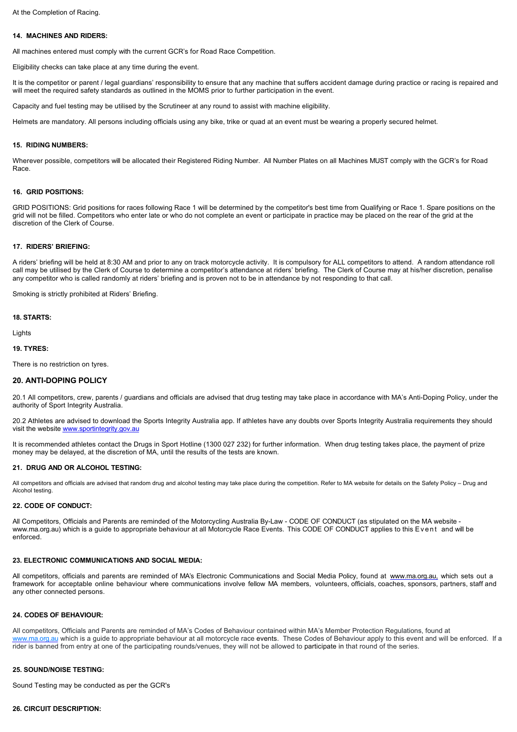At the Completion of Racing.

#### 14. MACHINES AND RIDERS:

All machines entered must comply with the current GCR's for Road Race Competition.

Eligibility checks can take place at any time during the event.

It is the competitor or parent / legal guardians' responsibility to ensure that any machine that suffers accident damage during practice or racing is repaired and will meet the required safety standards as outlined in the MOMS prior to further participation in the event.

Capacity and fuel testing may be utilised by the Scrutineer at any round to assist with machine eligibility.

Helmets are mandatory. All persons including officials using any bike, trike or quad at an event must be wearing a properly secured helmet.

#### 15. RIDING NUMBERS:

Wherever possible, competitors will be allocated their Registered Riding Number. All Number Plates on all Machines MUST comply with the GCR's for Road Race.

#### 16. GRID POSITIONS:

GRID POSITIONS: Grid positions for races following Race 1 will be determined by the competitor's best time from Qualifying or Race 1. Spare positions on the grid will not be filled. Competitors who enter late or who do not complete an event or participate in practice may be placed on the rear of the grid at the discretion of the Clerk of Course.

#### 17. RIDERS' BRIEFING:

A riders' briefing will be held at 8:30 AM and prior to any on track motorcycle activity. It is compulsory for ALL competitors to attend. A random attendance roll call may be utilised by the Clerk of Course to determine a competitor's attendance at riders' briefing. The Clerk of Course may at his/her discretion, penalise any competitor who is called randomly at riders' briefing and is proven not to be in attendance by not responding to that call.

Smoking is strictly prohibited at Riders' Briefing.

#### 18. STARTS:

Lights

#### 19. TYRES:

There is no restriction on tyres.

## 20. ANTI-DOPING POLICY

20.1 All competitors, crew, parents / guardians and officials are advised that drug testing may take place in accordance with MA's Anti-Doping Policy, under the authority of Sport Integrity Australia.

20.2 Athletes are advised to download the Sports Integrity Australia app. If athletes have any doubts over Sports Integrity Australia requirements they should visit the website www.sportintegrity.gov.au

It is recommended athletes contact the Drugs in Sport Hotline (1300 027 232) for further information. When drug testing takes place, the payment of prize money may be delayed, at the discretion of MA, until the results of the tests are known.

#### 21. DRUG AND OR ALCOHOL TESTING:

All competitors and officials are advised that random drug and alcohol testing may take place during the competition. Refer to MA website for details on the Safety Policy – Drug and Alcohol testing.

#### 22. CODE OF CONDUCT:

All Competitors, Officials and Parents are reminded of the Motorcycling Australia By-Law - CODE OF CONDUCT (as stipulated on the MA website - www.ma.org.au) which is a guide to appropriate behaviour at all Motorcycle Race Events. This CODE OF CONDUCT applies to this Event and will be enforced.

#### 23. ELECTRONIC COMMUNICATIONS AND SOCIAL MEDIA:

All competitors, officials and parents are reminded of MA's Electronic Communications and Social Media Policy, found at www.ma.org.au, which sets out a framework for acceptable online behaviour where communications involve fellow MA members, volunteers, officials, coaches, sponsors, partners, staff and any other connected persons.

#### 24. CODES OF BEHAVIOUR:

All competitors, Officials and Parents are reminded of MA's Codes of Behaviour contained within MA's Member Protection Regulations, found at www.ma.org.au which is a guide to appropriate behaviour at all motorcycle race events. These Codes of Behaviour apply to this event and will be enforced. If a rider is banned from entry at one of the participating rounds/venues, they will not be allowed to participate in that round of the series.

#### 25. SOUND/NOISE TESTING:

Sound Testing may be conducted as per the GCR's

#### 26. CIRCUIT DESCRIPTION: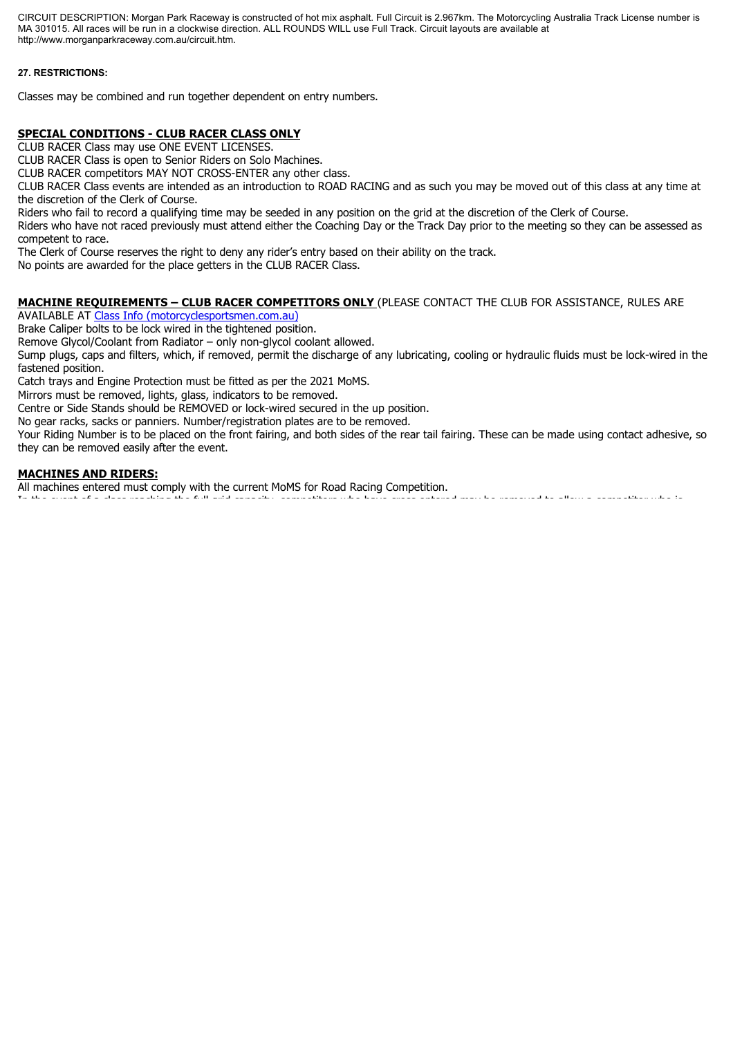CIRCUIT DESCRIPTION: Morgan Park Raceway is constructed of hot mix asphalt. Full Circuit is 2.967km. The Motorcycling Australia Track License number is MA 301015. All races will be run in a clockwise direction. ALL ROUNDS WILL use Full Track. Circuit layouts are available at http://www.morganparkraceway.com.au/circuit.htm.

**27. RESTRICTIONS:**

Classes may be combined and run together dependent on entry numbers.

## SPECIAL CONDITIONS - CLUB RACER CLASS ONLY

CLUB RACER Class may use ONE EVENT LICENSES.
CLUB RACER Class is open to Senior Riders on Solo Machines.
CLUB RACER competitors MAY NOT CROSS-ENTER any other class.
CLUB RACER Class events are intended as an introduction to ROAD RACING and as such you may be moved out of this class at any time at the discretion of the Clerk of Course.
Riders who fail to record a qualifying time may be seeded in any position on the grid at the discretion of the Clerk of Course.
Riders who have not raced previously must attend either the Coaching Day or the Track Day prior to the meeting so they can be assessed as competent to race.
The Clerk of Course reserves the right to deny any rider's entry based on their ability on the track.
No points are awarded for the place getters in the CLUB RACER Class.

## MACHINE REQUIREMENTS – CLUB RACER COMPETITORS ONLY (PLEASE CONTACT THE CLUB FOR ASSISTANCE, RULES ARE AVAILABLE AT [Class Info (motorcyclesportsmen.com.au)](Class Info (motorcyclesportsmen.com.au))

Brake Caliper bolts to be lock wired in the tightened position.
Remove Glycol/Coolant from Radiator – only non-glycol coolant allowed.
Sump plugs, caps and filters, which, if removed, permit the discharge of any lubricating, cooling or hydraulic fluids must be lock-wired in the fastened position.
Catch trays and Engine Protection must be fitted as per the 2021 MoMS.
Mirrors must be removed, lights, glass, indicators to be removed.
Centre or Side Stands should be REMOVED or lock-wired secured in the up position.
No gear racks, sacks or panniers. Number/registration plates are to be removed.
Your Riding Number is to be placed on the front fairing, and both sides of the rear tail fairing. These can be made using contact adhesive, so they can be removed easily after the event.

## MACHINES AND RIDERS:

All machines entered must comply with the current MoMS for Road Racing Competition.
In the event of a class reaching the full grid capacity, competitors who have cross entered may be removed to allow a competitor who is